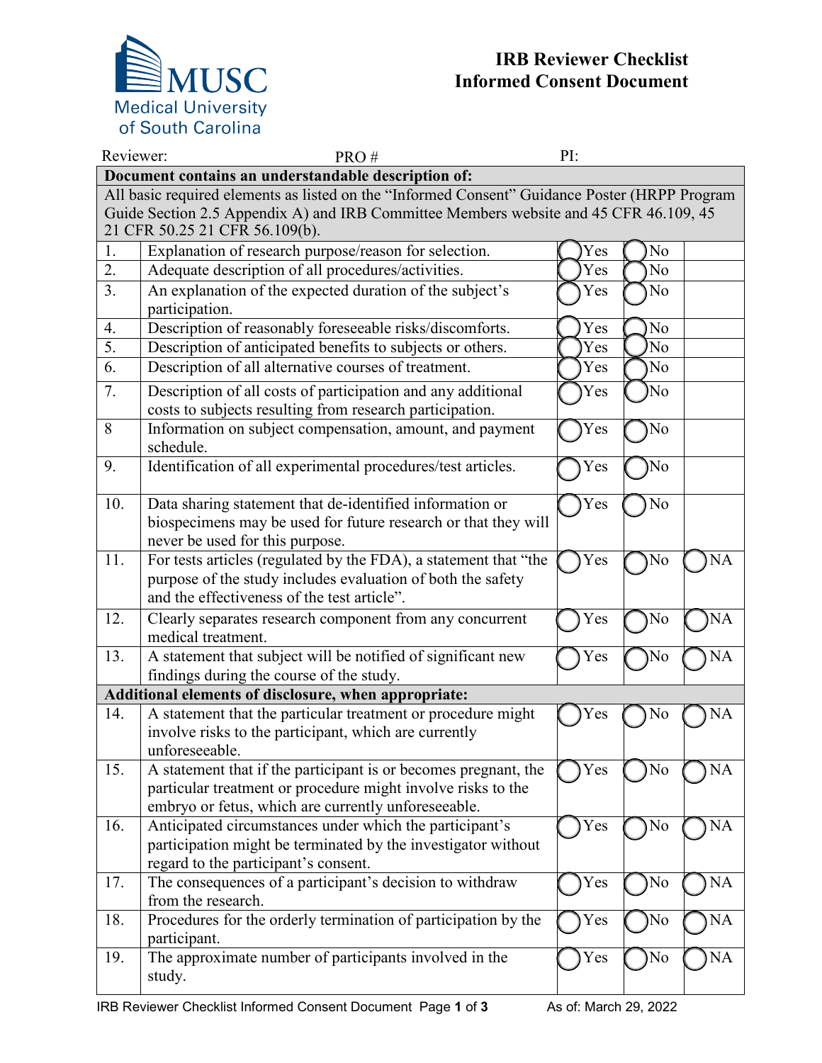MUSC Medical University of South Carolina

# IRB Reviewer Checklist
# Informed Consent Document

Reviewer: PRO # PI:

| | | | | |
|---|---|---|---|---|
| **Document contains an understandable description of:** | | | | |
| All basic required elements as listed on the "Informed Consent" Guidance Poster (HRPP Program Guide Section 2.5 Appendix A) and IRB Committee Members website and 45 CFR 46.109, 45 21 CFR 50.25 21 CFR 56.109(b). | | | | |
| 1. | Explanation of research purpose/reason for selection. | Yes | No | |
| 2. | Adequate description of all procedures/activities. | Yes | No | |
| 3. | An explanation of the expected duration of the subject's participation. | Yes | No | |
| 4. | Description of reasonably foreseeable risks/discomforts. | Yes | No | |
| 5. | Description of anticipated benefits to subjects or others. | Yes | No | |
| 6. | Description of all alternative courses of treatment. | Yes | No | |
| 7. | Description of all costs of participation and any additional costs to subjects resulting from research participation. | Yes | No | |
| 8 | Information on subject compensation, amount, and payment schedule. | Yes | No | |
| 9. | Identification of all experimental procedures/test articles. | Yes | No | |
| 10. | Data sharing statement that de-identified information or biospecimens may be used for future research or that they will never be used for this purpose. | Yes | No | |
| 11. | For tests articles (regulated by the FDA), a statement that "the purpose of the study includes evaluation of both the safety and the effectiveness of the test article". | Yes | No | NA |
| 12. | Clearly separates research component from any concurrent medical treatment. | Yes | No | NA |
| 13. | A statement that subject will be notified of significant new findings during the course of the study. | Yes | No | NA |
| **Additional elements of disclosure, when appropriate:** | | | | |
| 14. | A statement that the particular treatment or procedure might involve risks to the participant, which are currently unforeseeable. | Yes | No | NA |
| 15. | A statement that if the participant is or becomes pregnant, the particular treatment or procedure might involve risks to the embryo or fetus, which are currently unforeseeable. | Yes | No | NA |
| 16. | Anticipated circumstances under which the participant's participation might be terminated by the investigator without regard to the participant's consent. | Yes | No | NA |
| 17. | The consequences of a participant's decision to withdraw from the research. | Yes | No | NA |
| 18. | Procedures for the orderly termination of participation by the participant. | Yes | No | NA |
| 19. | The approximate number of participants involved in the study. | Yes | No | NA |

IRB Reviewer Checklist Informed Consent Document As of: March 29, 2022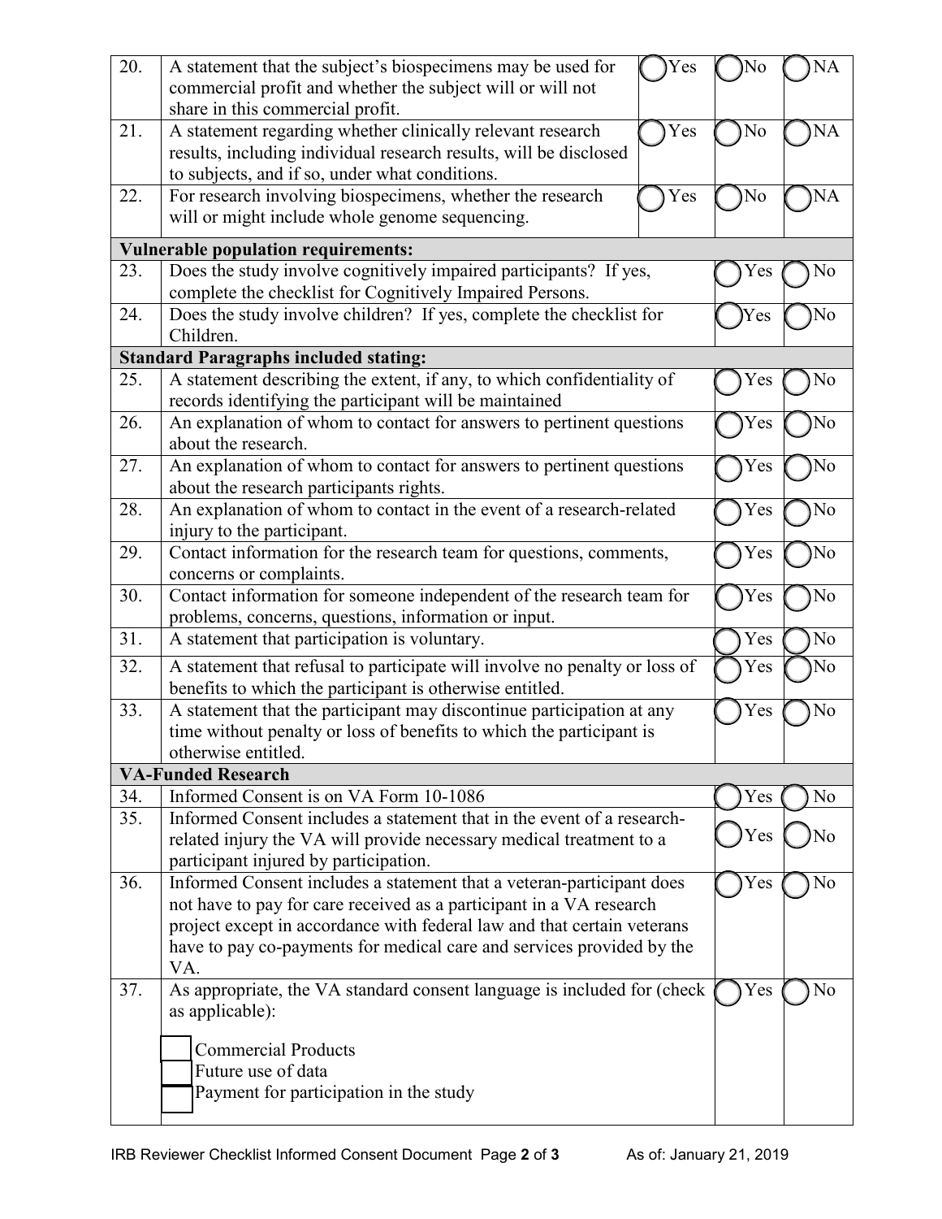| | | | | |
|---|---|---|---|---|
| 20. | A statement that the subject's biospecimens may be used for commercial profit and whether the subject will or will not share in this commercial profit. | ◯ Yes | ◯ No | ◯ NA |
| 21. | A statement regarding whether clinically relevant research results, including individual research results, will be disclosed to subjects, and if so, under what conditions. | ◯ Yes | ◯ No | ◯ NA |
| 22. | For research involving biospecimens, whether the research will or might include whole genome sequencing. | ◯ Yes | ◯ No | ◯ NA |
| **Vulnerable population requirements:** | | | | |
| 23. | Does the study involve cognitively impaired participants? If yes, complete the checklist for Cognitively Impaired Persons. | | ◯ Yes | ◯ No |
| 24. | Does the study involve children? If yes, complete the checklist for Children. | | ◯ Yes | ◯ No |
| **Standard Paragraphs included stating:** | | | | |
| 25. | A statement describing the extent, if any, to which confidentiality of records identifying the participant will be maintained | | ◯ Yes | ◯ No |
| 26. | An explanation of whom to contact for answers to pertinent questions about the research. | | ◯ Yes | ◯ No |
| 27. | An explanation of whom to contact for answers to pertinent questions about the research participants rights. | | ◯ Yes | ◯ No |
| 28. | An explanation of whom to contact in the event of a research-related injury to the participant. | | ◯ Yes | ◯ No |
| 29. | Contact information for the research team for questions, comments, concerns or complaints. | | ◯ Yes | ◯ No |
| 30. | Contact information for someone independent of the research team for problems, concerns, questions, information or input. | | ◯ Yes | ◯ No |
| 31. | A statement that participation is voluntary. | | ◯ Yes | ◯ No |
| 32. | A statement that refusal to participate will involve no penalty or loss of benefits to which the participant is otherwise entitled. | | ◯ Yes | ◯ No |
| 33. | A statement that the participant may discontinue participation at any time without penalty or loss of benefits to which the participant is otherwise entitled. | | ◯ Yes | ◯ No |
| **VA-Funded Research** | | | | |
| 34. | Informed Consent is on VA Form 10-1086 | | ◯ Yes | ◯ No |
| 35. | Informed Consent includes a statement that in the event of a research-related injury the VA will provide necessary medical treatment to a participant injured by participation. | | ◯ Yes | ◯ No |
| 36. | Informed Consent includes a statement that a veteran-participant does not have to pay for care received as a participant in a VA research project except in accordance with federal law and that certain veterans have to pay co-payments for medical care and services provided by the VA. | | ◯ Yes | ◯ No |
| 37. | As appropriate, the VA standard consent language is included for (check as applicable):<br><br>☐ Commercial Products<br>☐ Future use of data<br>☐ Payment for participation in the study | | ◯ Yes | ◯ No |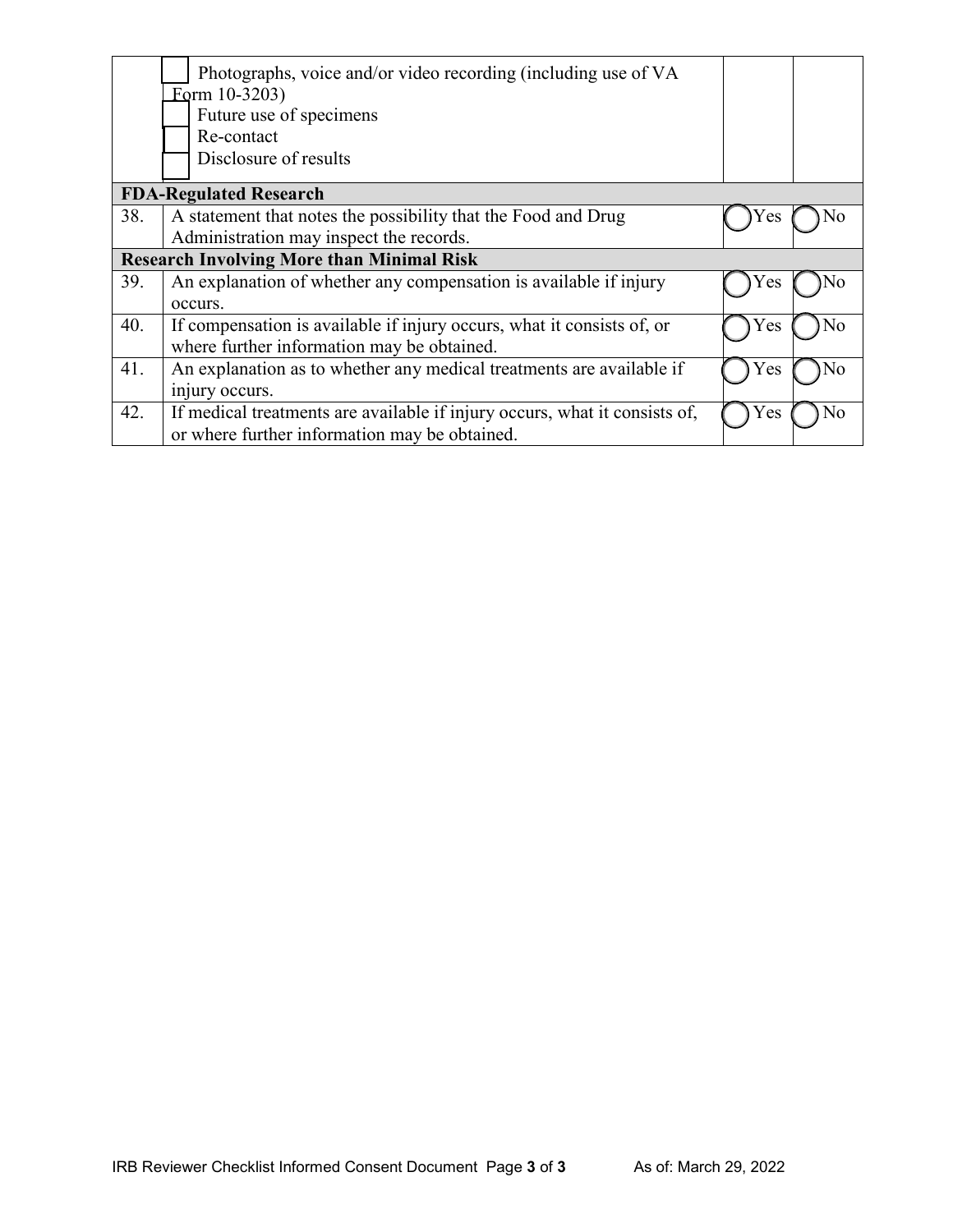| | | | |
|---|---|---|---|
| | ☐ Photographs, voice and/or video recording (including use of VA Form 10-3203)<br>☐ Future use of specimens<br>☐ Re-contact<br>☐ Disclosure of results | | |
| **FDA-Regulated Research** | | | |
| 38. | A statement that notes the possibility that the Food and Drug Administration may inspect the records. | ◯ Yes | ◯ No |
| **Research Involving More than Minimal Risk** | | | |
| 39. | An explanation of whether any compensation is available if injury occurs. | ◯ Yes | ◯ No |
| 40. | If compensation is available if injury occurs, what it consists of, or where further information may be obtained. | ◯ Yes | ◯ No |
| 41. | An explanation as to whether any medical treatments are available if injury occurs. | ◯ Yes | ◯ No |
| 42. | If medical treatments are available if injury occurs, what it consists of, or where further information may be obtained. | ◯ Yes | ◯ No |